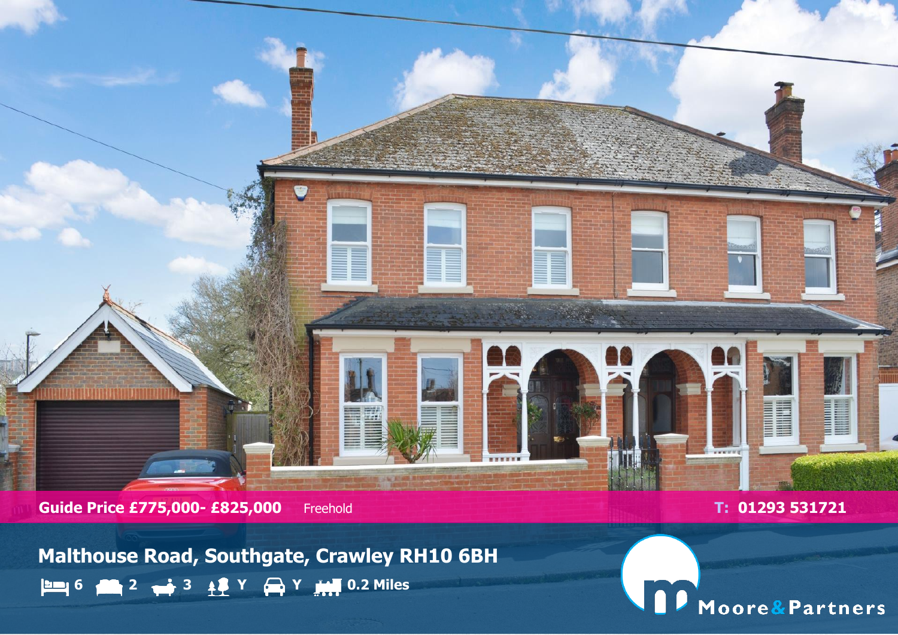**Guide Price £775,000- £825,000** Freehold

**T: 01293 531721**

# Malthouse Road, Southgate, Crawley RH10 6BH

6 | 2 | 3 | Y | Y | 0.2 Miles

Moore&Partners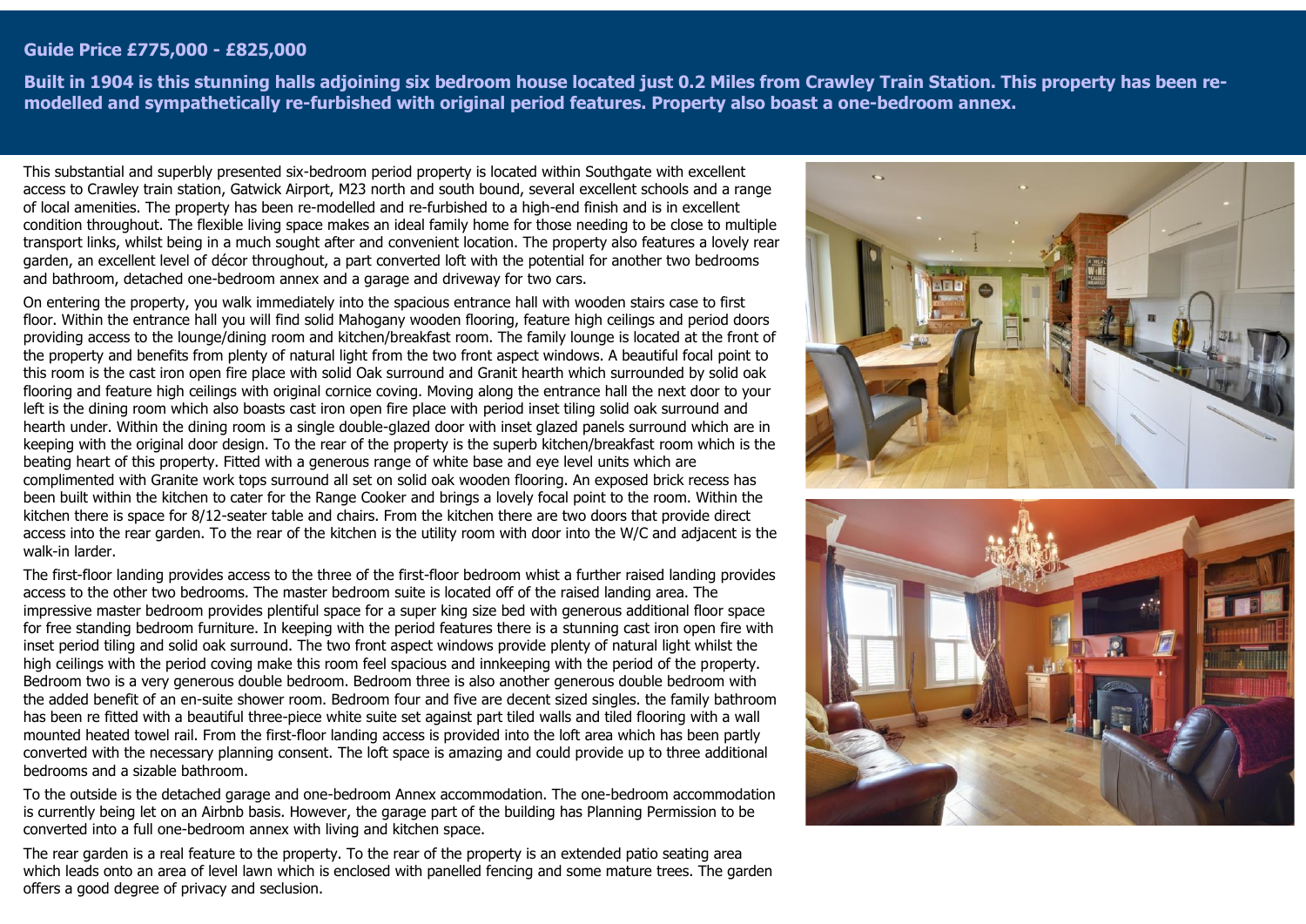**Guide Price £775,000 - £825,000**

**Built in 1904 is this stunning halls adjoining six bedroom house located just 0.2 Miles from Crawley Train Station. This property has been re-modelled and sympathetically re-furbished with original period features. Property also boast a one-bedroom annex.**

This substantial and superbly presented six-bedroom period property is located within Southgate with excellent access to Crawley train station, Gatwick Airport, M23 north and south bound, several excellent schools and a range of local amenities. The property has been re-modelled and re-furbished to a high-end finish and is in excellent condition throughout. The flexible living space makes an ideal family home for those needing to be close to multiple transport links, whilst being in a much sought after and convenient location. The property also features a lovely rear garden, an excellent level of décor throughout, a part converted loft with the potential for another two bedrooms and bathroom, detached one-bedroom annex and a garage and driveway for two cars.

On entering the property, you walk immediately into the spacious entrance hall with wooden stairs case to first floor. Within the entrance hall you will find solid Mahogany wooden flooring, feature high ceilings and period doors providing access to the lounge/dining room and kitchen/breakfast room. The family lounge is located at the front of the property and benefits from plenty of natural light from the two front aspect windows. A beautiful focal point to this room is the cast iron open fire place with solid Oak surround and Granit hearth which surrounded by solid oak flooring and feature high ceilings with original cornice coving. Moving along the entrance hall the next door to your left is the dining room which also boasts cast iron open fire place with period inset tiling solid oak surround and hearth under. Within the dining room is a single double-glazed door with inset glazed panels surround which are in keeping with the original door design. To the rear of the property is the superb kitchen/breakfast room which is the beating heart of this property. Fitted with a generous range of white base and eye level units which are complimented with Granite work tops surround all set on solid oak wooden flooring. An exposed brick recess has been built within the kitchen to cater for the Range Cooker and brings a lovely focal point to the room. Within the kitchen there is space for 8/12-seater table and chairs. From the kitchen there are two doors that provide direct access into the rear garden. To the rear of the kitchen is the utility room with door into the W/C and adjacent is the walk-in larder.

The first-floor landing provides access to the three of the first-floor bedroom whist a further raised landing provides access to the other two bedrooms. The master bedroom suite is located off of the raised landing area. The impressive master bedroom provides plentiful space for a super king size bed with generous additional floor space for free standing bedroom furniture. In keeping with the period features there is a stunning cast iron open fire with inset period tiling and solid oak surround. The two front aspect windows provide plenty of natural light whilst the high ceilings with the period coving make this room feel spacious and innkeeping with the period of the property. Bedroom two is a very generous double bedroom. Bedroom three is also another generous double bedroom with the added benefit of an en-suite shower room. Bedroom four and five are decent sized singles. the family bathroom has been re fitted with a beautiful three-piece white suite set against part tiled walls and tiled flooring with a wall mounted heated towel rail. From the first-floor landing access is provided into the loft area which has been partly converted with the necessary planning consent. The loft space is amazing and could provide up to three additional bedrooms and a sizable bathroom.

To the outside is the detached garage and one-bedroom Annex accommodation. The one-bedroom accommodation is currently being let on an Airbnb basis. However, the garage part of the building has Planning Permission to be converted into a full one-bedroom annex with living and kitchen space.

The rear garden is a real feature to the property. To the rear of the property is an extended patio seating area which leads onto an area of level lawn which is enclosed with panelled fencing and some mature trees. The garden offers a good degree of privacy and seclusion.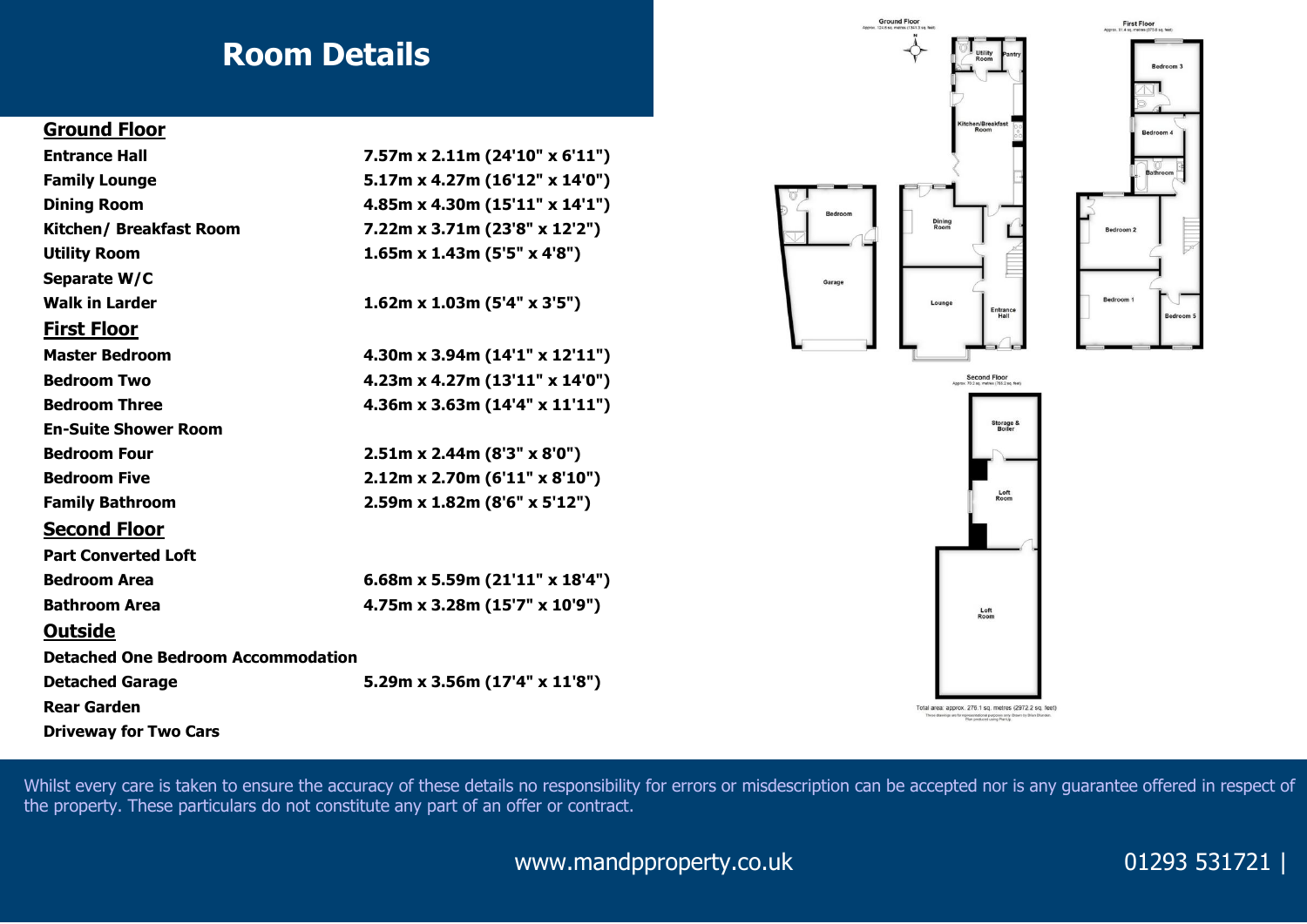# Room Details

## Ground Floor

| | |
|---|---|
| **Entrance Hall** | **7.57m x 2.11m (24'10" x 6'11")** |
| **Family Lounge** | **5.17m x 4.27m (16'12" x 14'0")** |
| **Dining Room** | **4.85m x 4.30m (15'11" x 14'1")** |
| **Kitchen/ Breakfast Room** | **7.22m x 3.71m (23'8" x 12'2")** |
| **Utility Room** | **1.65m x 1.43m (5'5" x 4'8")** |
| **Separate W/C** | |
| **Walk in Larder** | **1.62m x 1.03m (5'4" x 3'5")** |

## First Floor

| | |
|---|---|
| **Master Bedroom** | **4.30m x 3.94m (14'1" x 12'11")** |
| **Bedroom Two** | **4.23m x 4.27m (13'11" x 14'0")** |
| **Bedroom Three** | **4.36m x 3.63m (14'4" x 11'11")** |
| **En-Suite Shower Room** | |
| **Bedroom Four** | **2.51m x 2.44m (8'3" x 8'0")** |
| **Bedroom Five** | **2.12m x 2.70m (6'11" x 8'10")** |
| **Family Bathroom** | **2.59m x 1.82m (8'6" x 5'12")** |

## Second Floor

| | |
|---|---|
| **Part Converted Loft** | |
| **Bedroom Area** | **6.68m x 5.59m (21'11" x 18'4")** |
| **Bathroom Area** | **4.75m x 3.28m (15'7" x 10'9")** |

## Outside

| | |
|---|---|
| **Detached One Bedroom Accommodation** | |
| **Detached Garage** | **5.29m x 3.56m (17'4" x 11'8")** |
| **Rear Garden** | |
| **Driveway for Two Cars** | |

Ground Floor
Approx. 125.6 sq. metres (1351.5 sq. feet)

First Floor
Approx. 81.4 sq. metres (875.8 sq. feet)

Second Floor
Approx. 70.2 sq. metres (755.2 sq. feet)

Utility Room, Pantry, Kitchen/Breakfast Room, Bedroom, Garage, Dining Room, Lounge, Entrance Hall, Bedroom 3, Bedroom 4, Bathroom, Bedroom 2, Bedroom 1, Bedroom 5, Storage & Boiler, Loft Room, Loft Room

Total area: approx. 278.1 sq. metres (2972.2 sq. feet)

Whilst every care is taken to ensure the accuracy of these details no responsibility for errors or misdescription can be accepted nor is any guarantee offered in respect of the property. These particulars do not constitute any part of an offer or contract.

www.mandpproperty.co.uk

01293 531721 |